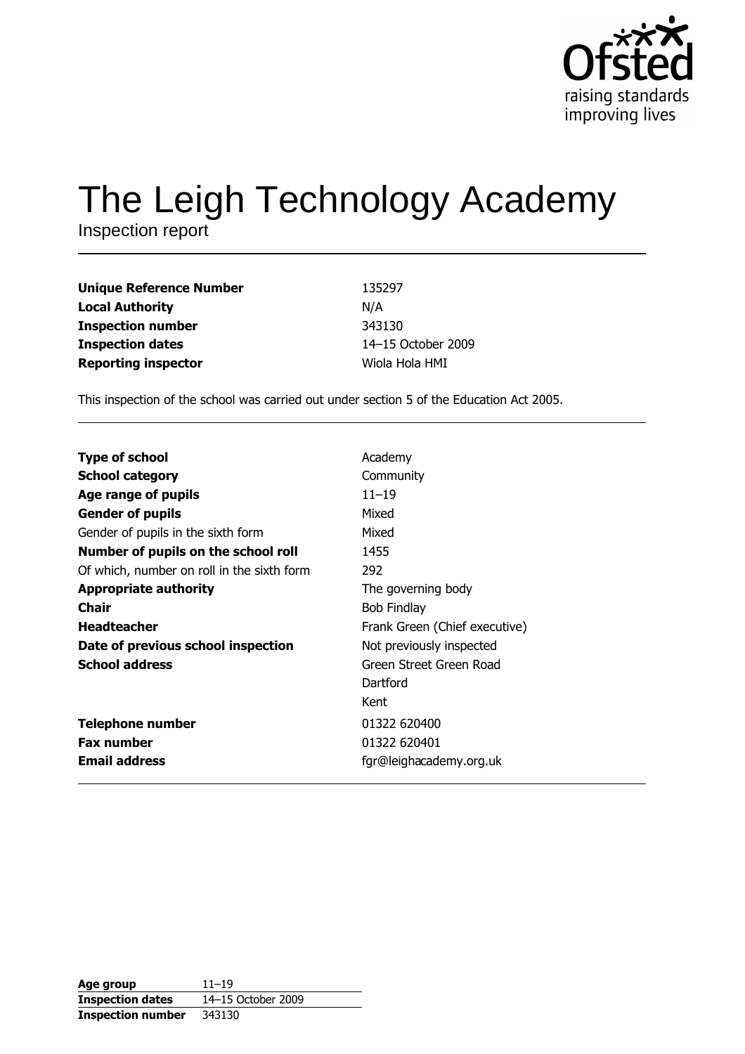Ofsted
raising standards
improving lives

# The Leigh Technology Academy

Inspection report

| | |
|---|---|
| **Unique Reference Number** | 135297 |
| **Local Authority** | N/A |
| **Inspection number** | 343130 |
| **Inspection dates** | 14–15 October 2009 |
| **Reporting inspector** | Wiola Hola HMI |

This inspection of the school was carried out under section 5 of the Education Act 2005.

| | |
|---|---|
| **Type of school** | Academy |
| **School category** | Community |
| **Age range of pupils** | 11–19 |
| **Gender of pupils** | Mixed |
| Gender of pupils in the sixth form | Mixed |
| **Number of pupils on the school roll** | 1455 |
| Of which, number on roll in the sixth form | 292 |
| **Appropriate authority** | The governing body |
| **Chair** | Bob Findlay |
| **Headteacher** | Frank Green (Chief executive) |
| **Date of previous school inspection** | Not previously inspected |
| **School address** | Green Street Green Road<br>Dartford<br>Kent |
| **Telephone number** | 01322 620400 |
| **Fax number** | 01322 620401 |
| **Email address** | fgr@leighacademy.org.uk |

| | |
|---|---|
| **Age group** | 11–19 |
| **Inspection dates** | 14–15 October 2009 |
| **Inspection number** | 343130 |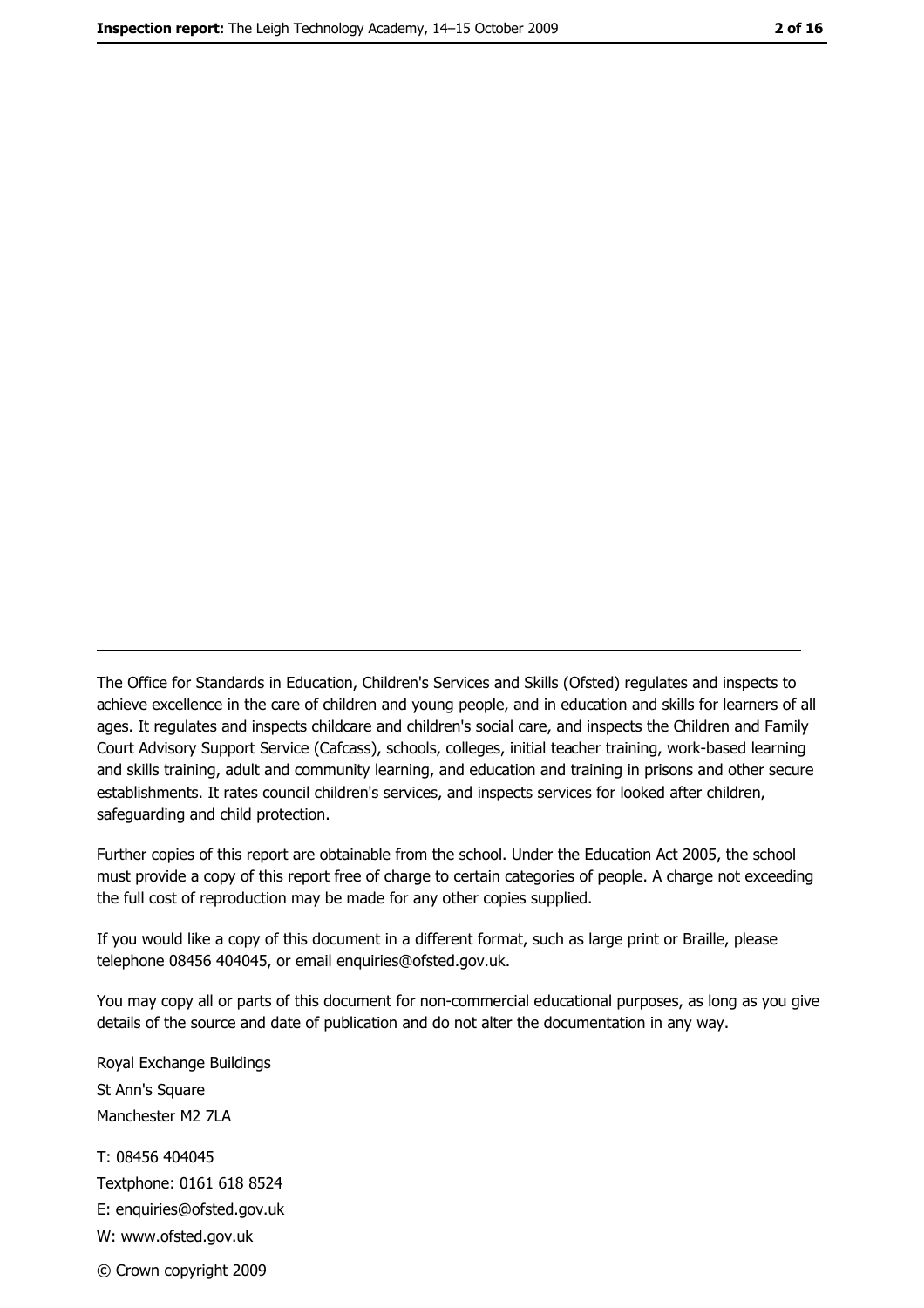The Office for Standards in Education, Children's Services and Skills (Ofsted) regulates and inspects to achieve excellence in the care of children and young people, and in education and skills for learners of all ages. It regulates and inspects childcare and children's social care, and inspects the Children and Family Court Advisory Support Service (Cafcass), schools, colleges, initial teacher training, work-based learning and skills training, adult and community learning, and education and training in prisons and other secure establishments. It rates council children's services, and inspects services for looked after children, safeguarding and child protection.

Further copies of this report are obtainable from the school. Under the Education Act 2005, the school must provide a copy of this report free of charge to certain categories of people. A charge not exceeding the full cost of reproduction may be made for any other copies supplied.

If you would like a copy of this document in a different format, such as large print or Braille, please telephone 08456 404045, or email enquiries@ofsted.gov.uk.

You may copy all or parts of this document for non-commercial educational purposes, as long as you give details of the source and date of publication and do not alter the documentation in any way.

Royal Exchange Buildings
St Ann's Square
Manchester M2 7LA

T: 08456 404045
Textphone: 0161 618 8524
E: enquiries@ofsted.gov.uk
W: www.ofsted.gov.uk

© Crown copyright 2009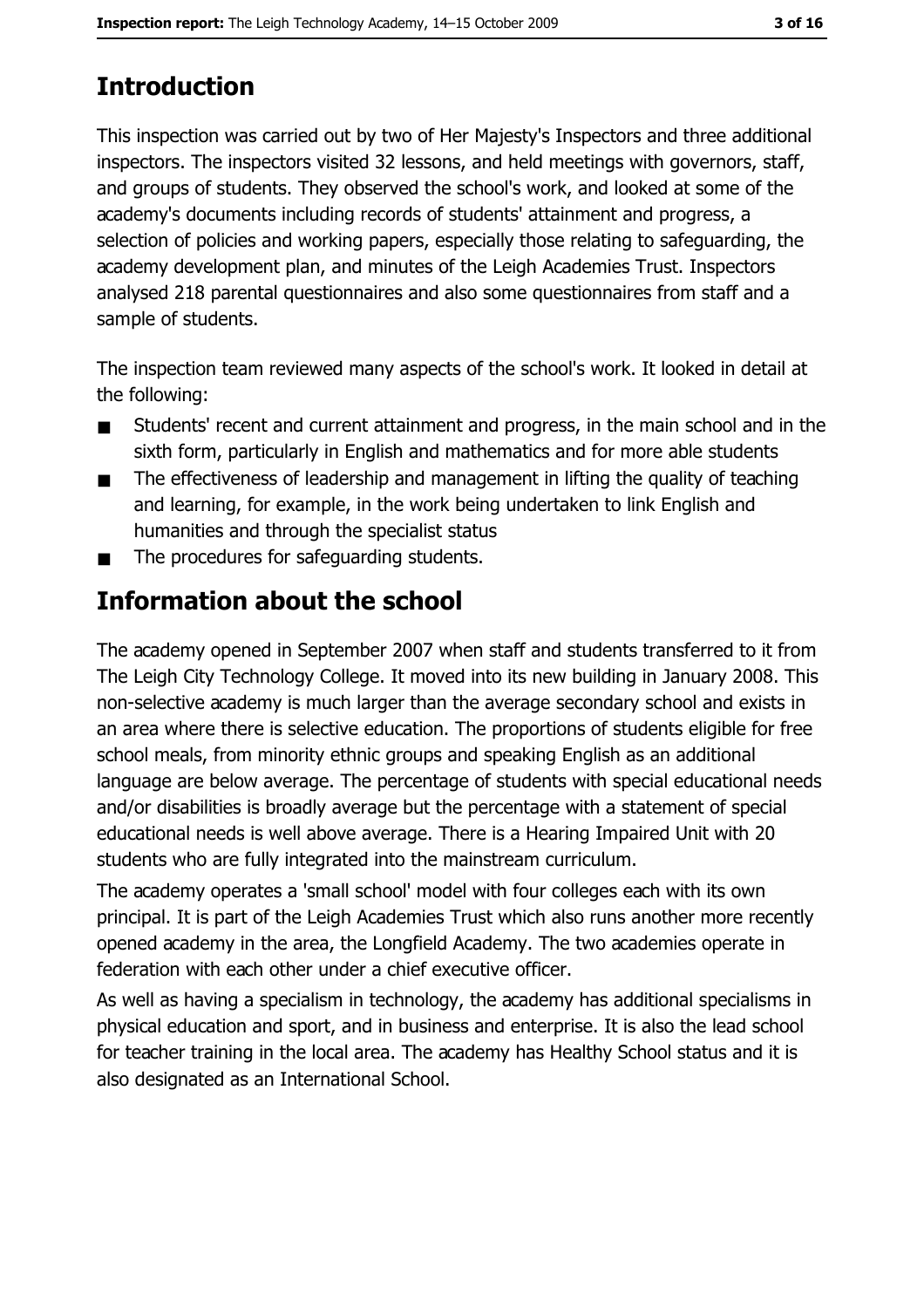## Introduction

This inspection was carried out by two of Her Majesty's Inspectors and three additional inspectors. The inspectors visited 32 lessons, and held meetings with governors, staff, and groups of students. They observed the school's work, and looked at some of the academy's documents including records of students' attainment and progress, a selection of policies and working papers, especially those relating to safeguarding, the academy development plan, and minutes of the Leigh Academies Trust. Inspectors analysed 218 parental questionnaires and also some questionnaires from staff and a sample of students.

The inspection team reviewed many aspects of the school's work. It looked in detail at the following:

- Students' recent and current attainment and progress, in the main school and in the sixth form, particularly in English and mathematics and for more able students
- The effectiveness of leadership and management in lifting the quality of teaching and learning, for example, in the work being undertaken to link English and humanities and through the specialist status
- The procedures for safeguarding students.

## Information about the school

The academy opened in September 2007 when staff and students transferred to it from The Leigh City Technology College. It moved into its new building in January 2008. This non-selective academy is much larger than the average secondary school and exists in an area where there is selective education. The proportions of students eligible for free school meals, from minority ethnic groups and speaking English as an additional language are below average. The percentage of students with special educational needs and/or disabilities is broadly average but the percentage with a statement of special educational needs is well above average. There is a Hearing Impaired Unit with 20 students who are fully integrated into the mainstream curriculum.

The academy operates a 'small school' model with four colleges each with its own principal. It is part of the Leigh Academies Trust which also runs another more recently opened academy in the area, the Longfield Academy. The two academies operate in federation with each other under a chief executive officer.

As well as having a specialism in technology, the academy has additional specialisms in physical education and sport, and in business and enterprise. It is also the lead school for teacher training in the local area. The academy has Healthy School status and it is also designated as an International School.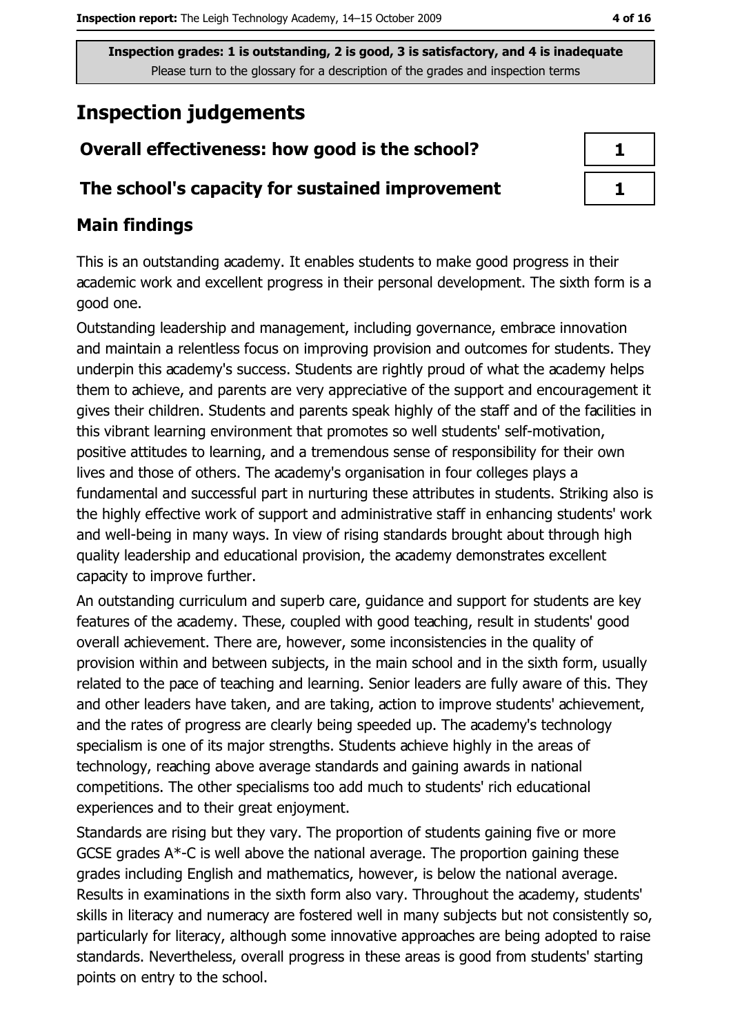Inspection grades: 1 is outstanding, 2 is good, 3 is satisfactory, and 4 is inadequate
Please turn to the glossary for a description of the grades and inspection terms

# Inspection judgements

| | |
|---|---|
| **Overall effectiveness: how good is the school?** | 1 |
| **The school's capacity for sustained improvement** | 1 |

## Main findings

This is an outstanding academy. It enables students to make good progress in their academic work and excellent progress in their personal development. The sixth form is a good one.

Outstanding leadership and management, including governance, embrace innovation and maintain a relentless focus on improving provision and outcomes for students. They underpin this academy's success. Students are rightly proud of what the academy helps them to achieve, and parents are very appreciative of the support and encouragement it gives their children. Students and parents speak highly of the staff and of the facilities in this vibrant learning environment that promotes so well students' self-motivation, positive attitudes to learning, and a tremendous sense of responsibility for their own lives and those of others. The academy's organisation in four colleges plays a fundamental and successful part in nurturing these attributes in students. Striking also is the highly effective work of support and administrative staff in enhancing students' work and well-being in many ways. In view of rising standards brought about through high quality leadership and educational provision, the academy demonstrates excellent capacity to improve further.

An outstanding curriculum and superb care, guidance and support for students are key features of the academy. These, coupled with good teaching, result in students' good overall achievement. There are, however, some inconsistencies in the quality of provision within and between subjects, in the main school and in the sixth form, usually related to the pace of teaching and learning. Senior leaders are fully aware of this. They and other leaders have taken, and are taking, action to improve students' achievement, and the rates of progress are clearly being speeded up. The academy's technology specialism is one of its major strengths. Students achieve highly in the areas of technology, reaching above average standards and gaining awards in national competitions. The other specialisms too add much to students' rich educational experiences and to their great enjoyment.

Standards are rising but they vary. The proportion of students gaining five or more GCSE grades A*-C is well above the national average. The proportion gaining these grades including English and mathematics, however, is below the national average. Results in examinations in the sixth form also vary. Throughout the academy, students' skills in literacy and numeracy are fostered well in many subjects but not consistently so, particularly for literacy, although some innovative approaches are being adopted to raise standards. Nevertheless, overall progress in these areas is good from students' starting points on entry to the school.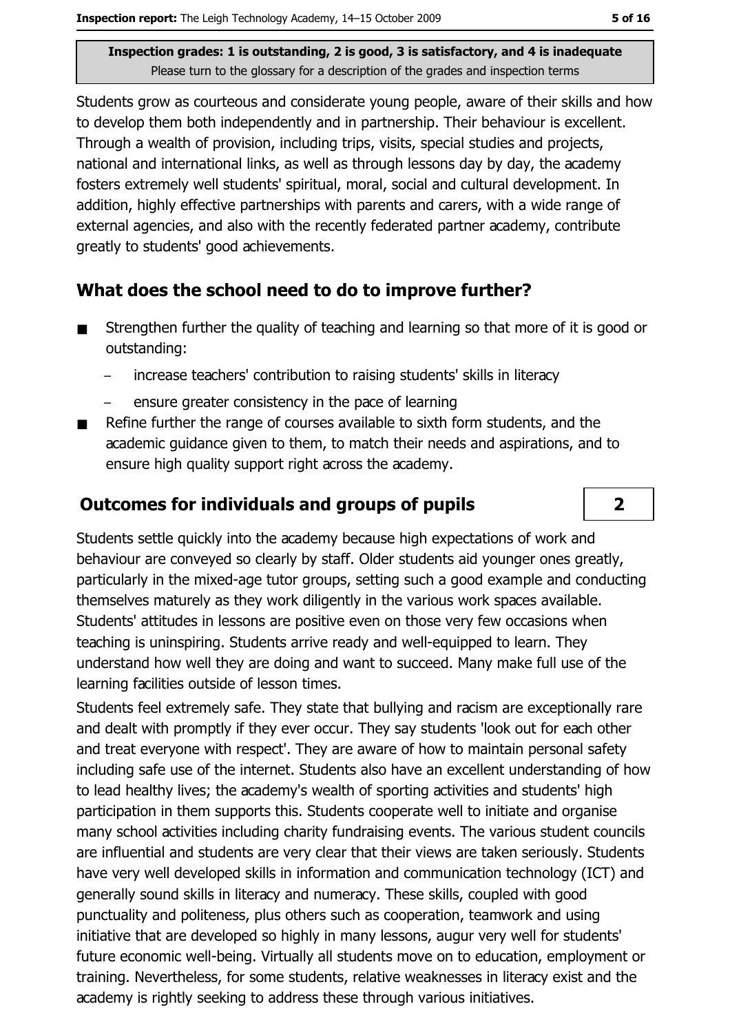Inspection grades: 1 is outstanding, 2 is good, 3 is satisfactory, and 4 is inadequate
Please turn to the glossary for a description of the grades and inspection terms

Students grow as courteous and considerate young people, aware of their skills and how to develop them both independently and in partnership. Their behaviour is excellent. Through a wealth of provision, including trips, visits, special studies and projects, national and international links, as well as through lessons day by day, the academy fosters extremely well students' spiritual, moral, social and cultural development. In addition, highly effective partnerships with parents and carers, with a wide range of external agencies, and also with the recently federated partner academy, contribute greatly to students' good achievements.

## What does the school need to do to improve further?

- Strengthen further the quality of teaching and learning so that more of it is good or outstanding:
  - increase teachers' contribution to raising students' skills in literacy
  - ensure greater consistency in the pace of learning
- Refine further the range of courses available to sixth form students, and the academic guidance given to them, to match their needs and aspirations, and to ensure high quality support right across the academy.

## Outcomes for individuals and groups of pupils — 2

Students settle quickly into the academy because high expectations of work and behaviour are conveyed so clearly by staff. Older students aid younger ones greatly, particularly in the mixed-age tutor groups, setting such a good example and conducting themselves maturely as they work diligently in the various work spaces available. Students' attitudes in lessons are positive even on those very few occasions when teaching is uninspiring. Students arrive ready and well-equipped to learn. They understand how well they are doing and want to succeed. Many make full use of the learning facilities outside of lesson times.

Students feel extremely safe. They state that bullying and racism are exceptionally rare and dealt with promptly if they ever occur. They say students 'look out for each other and treat everyone with respect'. They are aware of how to maintain personal safety including safe use of the internet. Students also have an excellent understanding of how to lead healthy lives; the academy's wealth of sporting activities and students' high participation in them supports this. Students cooperate well to initiate and organise many school activities including charity fundraising events. The various student councils are influential and students are very clear that their views are taken seriously. Students have very well developed skills in information and communication technology (ICT) and generally sound skills in literacy and numeracy. These skills, coupled with good punctuality and politeness, plus others such as cooperation, teamwork and using initiative that are developed so highly in many lessons, augur very well for students' future economic well-being. Virtually all students move on to education, employment or training. Nevertheless, for some students, relative weaknesses in literacy exist and the academy is rightly seeking to address these through various initiatives.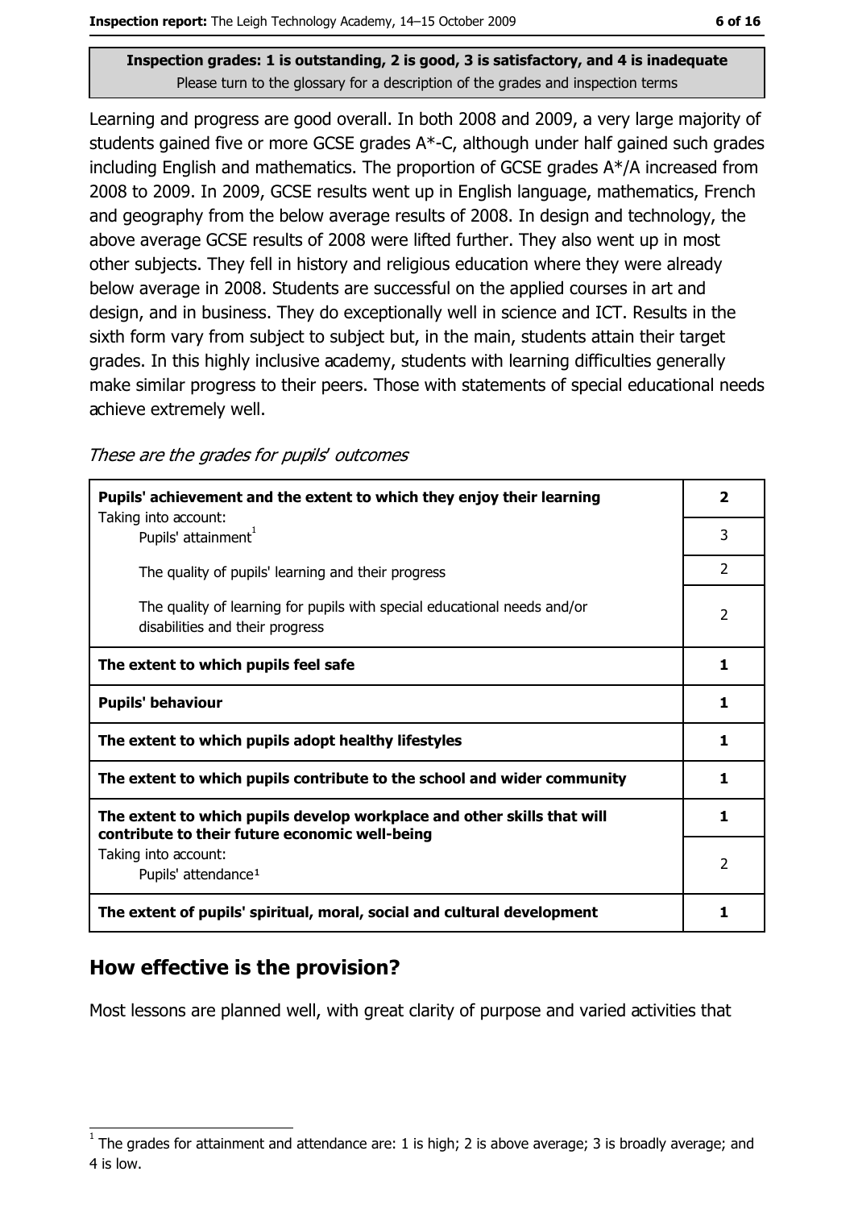**Inspection grades: 1 is outstanding, 2 is good, 3 is satisfactory, and 4 is inadequate**
Please turn to the glossary for a description of the grades and inspection terms

Learning and progress are good overall. In both 2008 and 2009, a very large majority of students gained five or more GCSE grades A*-C, although under half gained such grades including English and mathematics. The proportion of GCSE grades A*/A increased from 2008 to 2009. In 2009, GCSE results went up in English language, mathematics, French and geography from the below average results of 2008. In design and technology, the above average GCSE results of 2008 were lifted further. They also went up in most other subjects. They fell in history and religious education where they were already below average in 2008. Students are successful on the applied courses in art and design, and in business. They do exceptionally well in science and ICT. Results in the sixth form vary from subject to subject but, in the main, students attain their target grades. In this highly inclusive academy, students with learning difficulties generally make similar progress to their peers. Those with statements of special educational needs achieve extremely well.

*These are the grades for pupils' outcomes*

| | |
|---|---|
| **Pupils' achievement and the extent to which they enjoy their learning** | **2** |
| Taking into account: Pupils' attainment[1] | 3 |
| The quality of pupils' learning and their progress | 2 |
| The quality of learning for pupils with special educational needs and/or disabilities and their progress | 2 |
| **The extent to which pupils feel safe** | **1** |
| **Pupils' behaviour** | **1** |
| **The extent to which pupils adopt healthy lifestyles** | **1** |
| **The extent to which pupils contribute to the school and wider community** | **1** |
| **The extent to which pupils develop workplace and other skills that will contribute to their future economic well-being** | **1** |
| Taking into account: Pupils' attendance[1] | 2 |
| **The extent of pupils' spiritual, moral, social and cultural development** | **1** |

## How effective is the provision?

Most lessons are planned well, with great clarity of purpose and varied activities that

[1] The grades for attainment and attendance are: 1 is high; 2 is above average; 3 is broadly average; and 4 is low.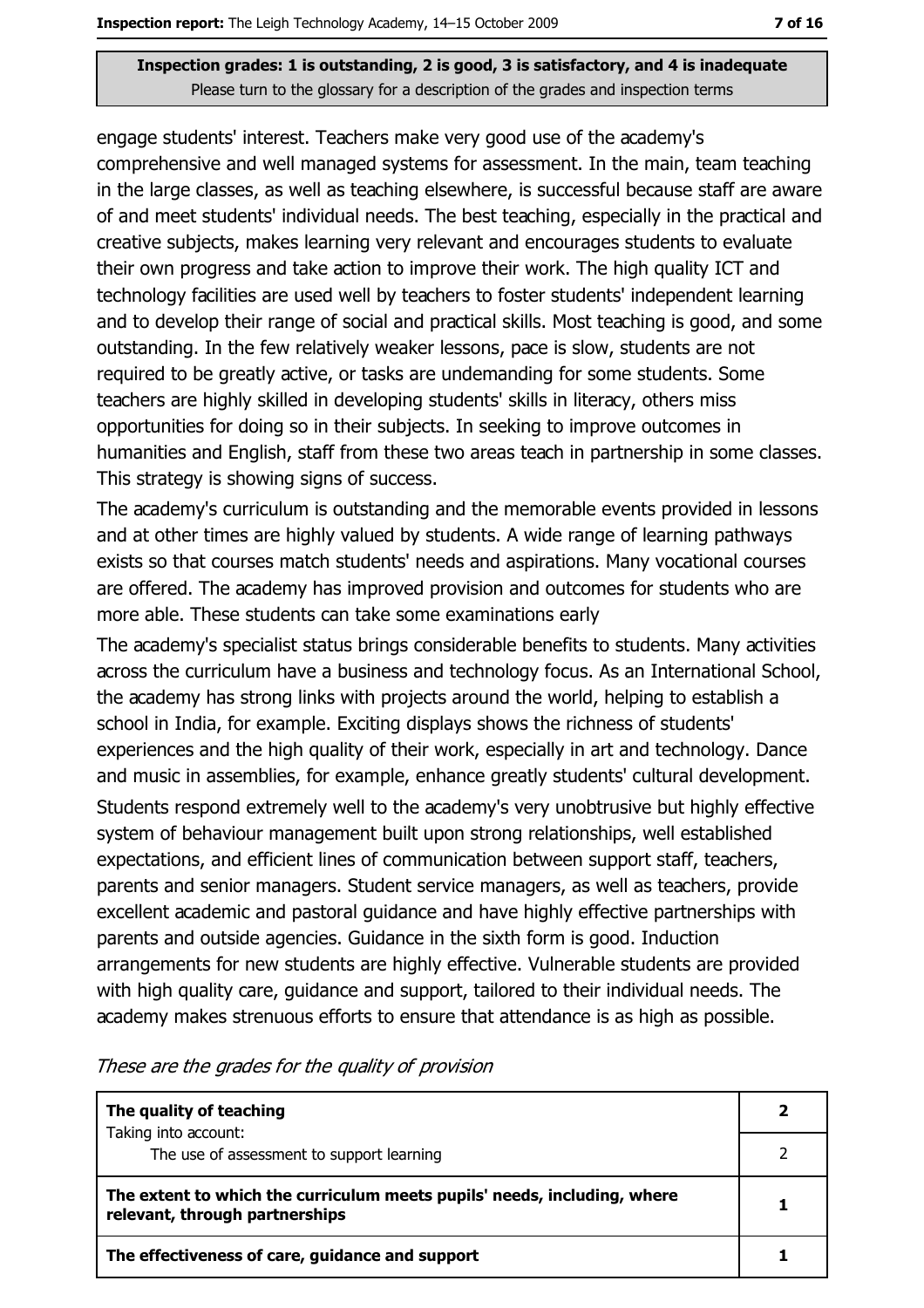**Inspection grades: 1 is outstanding, 2 is good, 3 is satisfactory, and 4 is inadequate**
Please turn to the glossary for a description of the grades and inspection terms

engage students' interest. Teachers make very good use of the academy's comprehensive and well managed systems for assessment. In the main, team teaching in the large classes, as well as teaching elsewhere, is successful because staff are aware of and meet students' individual needs. The best teaching, especially in the practical and creative subjects, makes learning very relevant and encourages students to evaluate their own progress and take action to improve their work. The high quality ICT and technology facilities are used well by teachers to foster students' independent learning and to develop their range of social and practical skills. Most teaching is good, and some outstanding. In the few relatively weaker lessons, pace is slow, students are not required to be greatly active, or tasks are undemanding for some students. Some teachers are highly skilled in developing students' skills in literacy, others miss opportunities for doing so in their subjects. In seeking to improve outcomes in humanities and English, staff from these two areas teach in partnership in some classes. This strategy is showing signs of success.

The academy's curriculum is outstanding and the memorable events provided in lessons and at other times are highly valued by students. A wide range of learning pathways exists so that courses match students' needs and aspirations. Many vocational courses are offered. The academy has improved provision and outcomes for students who are more able. These students can take some examinations early

The academy's specialist status brings considerable benefits to students. Many activities across the curriculum have a business and technology focus. As an International School, the academy has strong links with projects around the world, helping to establish a school in India, for example. Exciting displays shows the richness of students' experiences and the high quality of their work, especially in art and technology. Dance and music in assemblies, for example, enhance greatly students' cultural development.

Students respond extremely well to the academy's very unobtrusive but highly effective system of behaviour management built upon strong relationships, well established expectations, and efficient lines of communication between support staff, teachers, parents and senior managers. Student service managers, as well as teachers, provide excellent academic and pastoral guidance and have highly effective partnerships with parents and outside agencies. Guidance in the sixth form is good. Induction arrangements for new students are highly effective. Vulnerable students are provided with high quality care, guidance and support, tailored to their individual needs. The academy makes strenuous efforts to ensure that attendance is as high as possible.

*These are the grades for the quality of provision*

| | |
|---|---|
| **The quality of teaching** | **2** |
| Taking into account: The use of assessment to support learning | 2 |
| **The extent to which the curriculum meets pupils' needs, including, where relevant, through partnerships** | **1** |
| **The effectiveness of care, guidance and support** | **1** |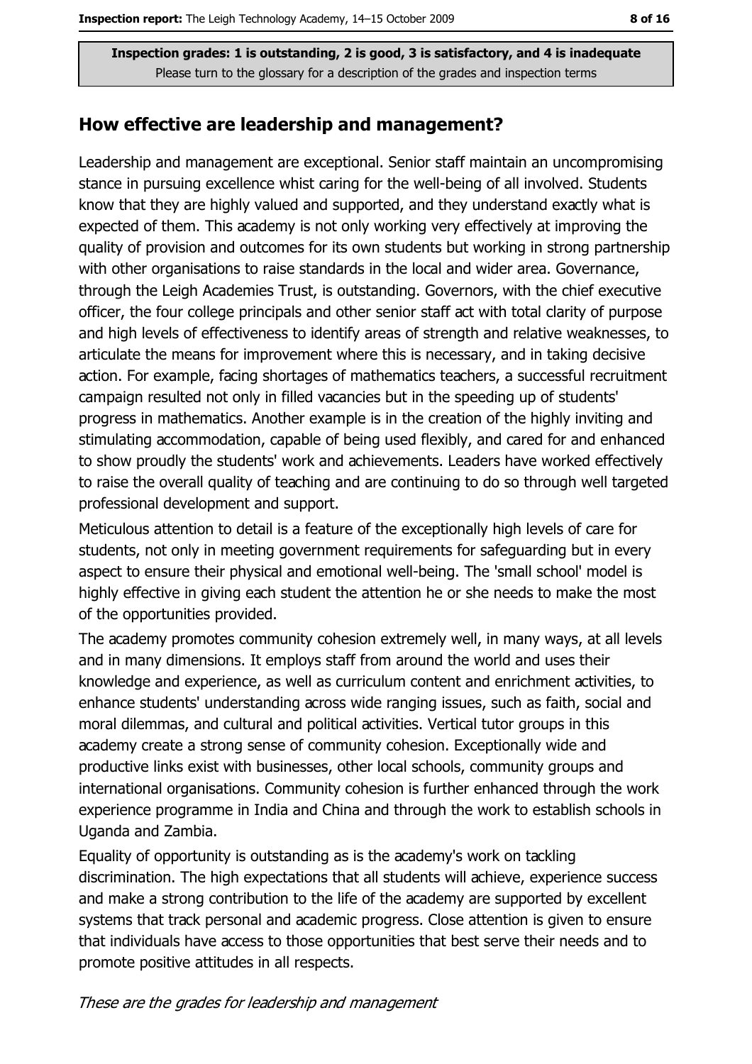Inspection grades: 1 is outstanding, 2 is good, 3 is satisfactory, and 4 is inadequate
Please turn to the glossary for a description of the grades and inspection terms

## How effective are leadership and management?

Leadership and management are exceptional. Senior staff maintain an uncompromising stance in pursuing excellence whist caring for the well-being of all involved. Students know that they are highly valued and supported, and they understand exactly what is expected of them. This academy is not only working very effectively at improving the quality of provision and outcomes for its own students but working in strong partnership with other organisations to raise standards in the local and wider area. Governance, through the Leigh Academies Trust, is outstanding. Governors, with the chief executive officer, the four college principals and other senior staff act with total clarity of purpose and high levels of effectiveness to identify areas of strength and relative weaknesses, to articulate the means for improvement where this is necessary, and in taking decisive action. For example, facing shortages of mathematics teachers, a successful recruitment campaign resulted not only in filled vacancies but in the speeding up of students' progress in mathematics. Another example is in the creation of the highly inviting and stimulating accommodation, capable of being used flexibly, and cared for and enhanced to show proudly the students' work and achievements. Leaders have worked effectively to raise the overall quality of teaching and are continuing to do so through well targeted professional development and support.

Meticulous attention to detail is a feature of the exceptionally high levels of care for students, not only in meeting government requirements for safeguarding but in every aspect to ensure their physical and emotional well-being. The 'small school' model is highly effective in giving each student the attention he or she needs to make the most of the opportunities provided.

The academy promotes community cohesion extremely well, in many ways, at all levels and in many dimensions. It employs staff from around the world and uses their knowledge and experience, as well as curriculum content and enrichment activities, to enhance students' understanding across wide ranging issues, such as faith, social and moral dilemmas, and cultural and political activities. Vertical tutor groups in this academy create a strong sense of community cohesion. Exceptionally wide and productive links exist with businesses, other local schools, community groups and international organisations. Community cohesion is further enhanced through the work experience programme in India and China and through the work to establish schools in Uganda and Zambia.

Equality of opportunity is outstanding as is the academy's work on tackling discrimination. The high expectations that all students will achieve, experience success and make a strong contribution to the life of the academy are supported by excellent systems that track personal and academic progress. Close attention is given to ensure that individuals have access to those opportunities that best serve their needs and to promote positive attitudes in all respects.

*These are the grades for leadership and management*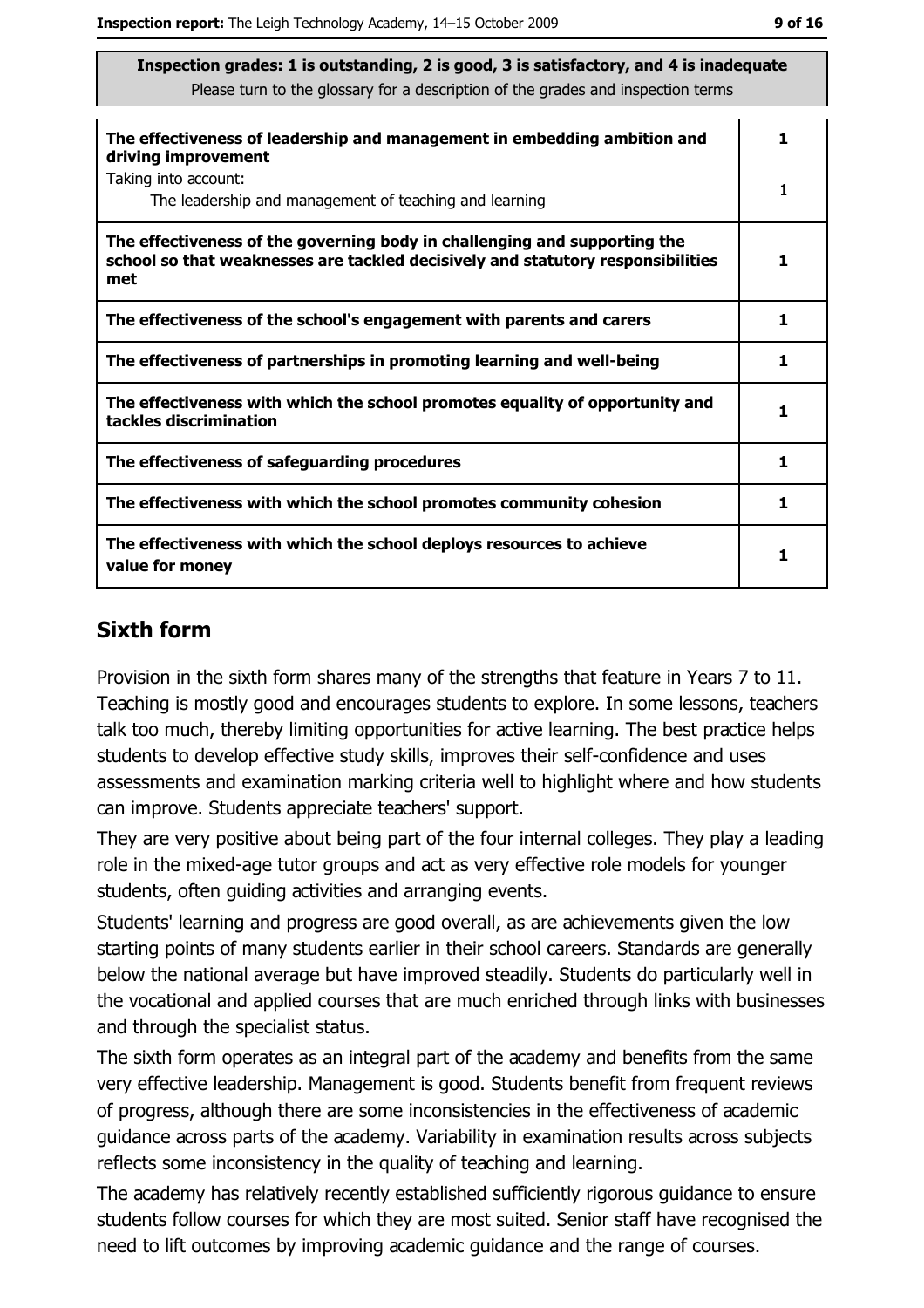**Inspection grades: 1 is outstanding, 2 is good, 3 is satisfactory, and 4 is inadequate**
Please turn to the glossary for a description of the grades and inspection terms

| | |
|---|---|
| **The effectiveness of leadership and management in embedding ambition and driving improvement** | **1** |
| Taking into account: The leadership and management of teaching and learning | 1 |
| **The effectiveness of the governing body in challenging and supporting the school so that weaknesses are tackled decisively and statutory responsibilities met** | **1** |
| **The effectiveness of the school's engagement with parents and carers** | **1** |
| **The effectiveness of partnerships in promoting learning and well-being** | **1** |
| **The effectiveness with which the school promotes equality of opportunity and tackles discrimination** | **1** |
| **The effectiveness of safeguarding procedures** | **1** |
| **The effectiveness with which the school promotes community cohesion** | **1** |
| **The effectiveness with which the school deploys resources to achieve value for money** | **1** |

## Sixth form

Provision in the sixth form shares many of the strengths that feature in Years 7 to 11. Teaching is mostly good and encourages students to explore. In some lessons, teachers talk too much, thereby limiting opportunities for active learning. The best practice helps students to develop effective study skills, improves their self-confidence and uses assessments and examination marking criteria well to highlight where and how students can improve. Students appreciate teachers' support.

They are very positive about being part of the four internal colleges. They play a leading role in the mixed-age tutor groups and act as very effective role models for younger students, often guiding activities and arranging events.

Students' learning and progress are good overall, as are achievements given the low starting points of many students earlier in their school careers. Standards are generally below the national average but have improved steadily. Students do particularly well in the vocational and applied courses that are much enriched through links with businesses and through the specialist status.

The sixth form operates as an integral part of the academy and benefits from the same very effective leadership. Management is good. Students benefit from frequent reviews of progress, although there are some inconsistencies in the effectiveness of academic guidance across parts of the academy. Variability in examination results across subjects reflects some inconsistency in the quality of teaching and learning.

The academy has relatively recently established sufficiently rigorous guidance to ensure students follow courses for which they are most suited. Senior staff have recognised the need to lift outcomes by improving academic guidance and the range of courses.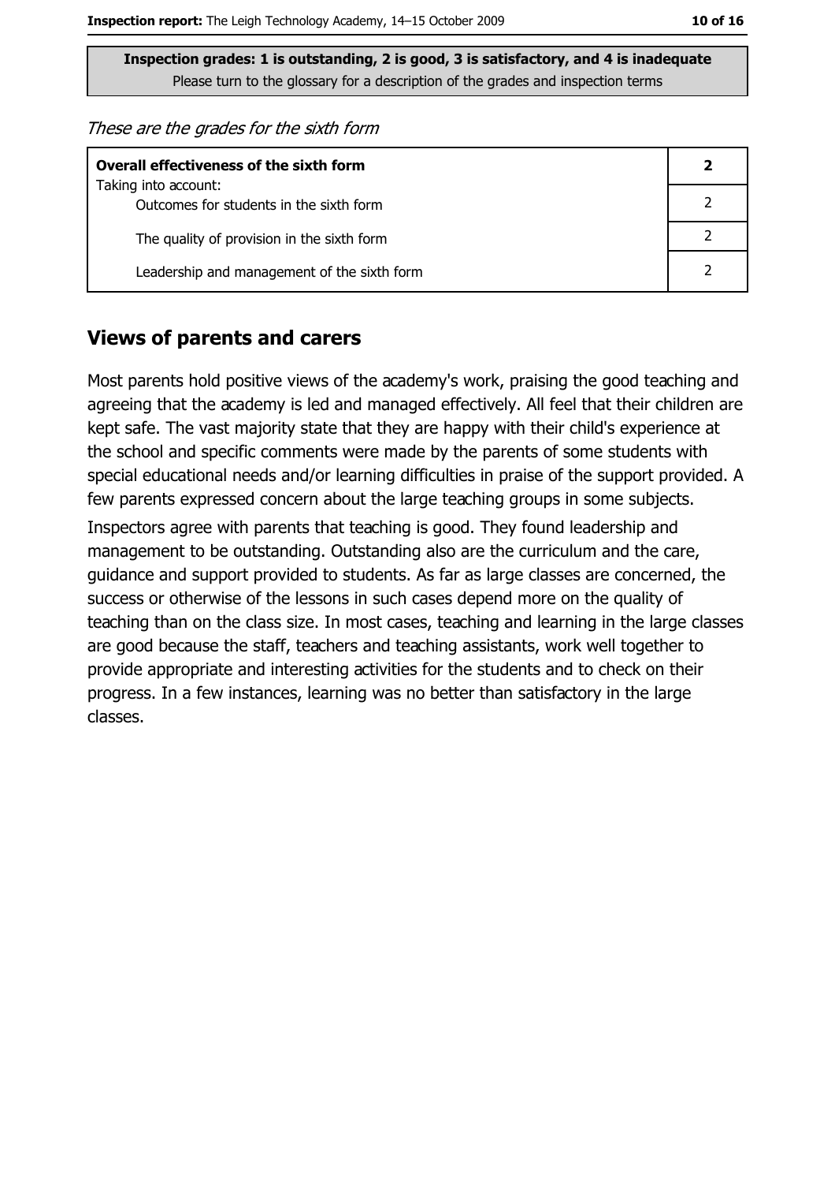**Inspection grades: 1 is outstanding, 2 is good, 3 is satisfactory, and 4 is inadequate**
Please turn to the glossary for a description of the grades and inspection terms

*These are the grades for the sixth form*

| **Overall effectiveness of the sixth form** | **2** |
|---|---|
| Taking into account: Outcomes for students in the sixth form | 2 |
| The quality of provision in the sixth form | 2 |
| Leadership and management of the sixth form | 2 |

## Views of parents and carers

Most parents hold positive views of the academy's work, praising the good teaching and agreeing that the academy is led and managed effectively. All feel that their children are kept safe. The vast majority state that they are happy with their child's experience at the school and specific comments were made by the parents of some students with special educational needs and/or learning difficulties in praise of the support provided. A few parents expressed concern about the large teaching groups in some subjects.

Inspectors agree with parents that teaching is good. They found leadership and management to be outstanding. Outstanding also are the curriculum and the care, guidance and support provided to students. As far as large classes are concerned, the success or otherwise of the lessons in such cases depend more on the quality of teaching than on the class size. In most cases, teaching and learning in the large classes are good because the staff, teachers and teaching assistants, work well together to provide appropriate and interesting activities for the students and to check on their progress. In a few instances, learning was no better than satisfactory in the large classes.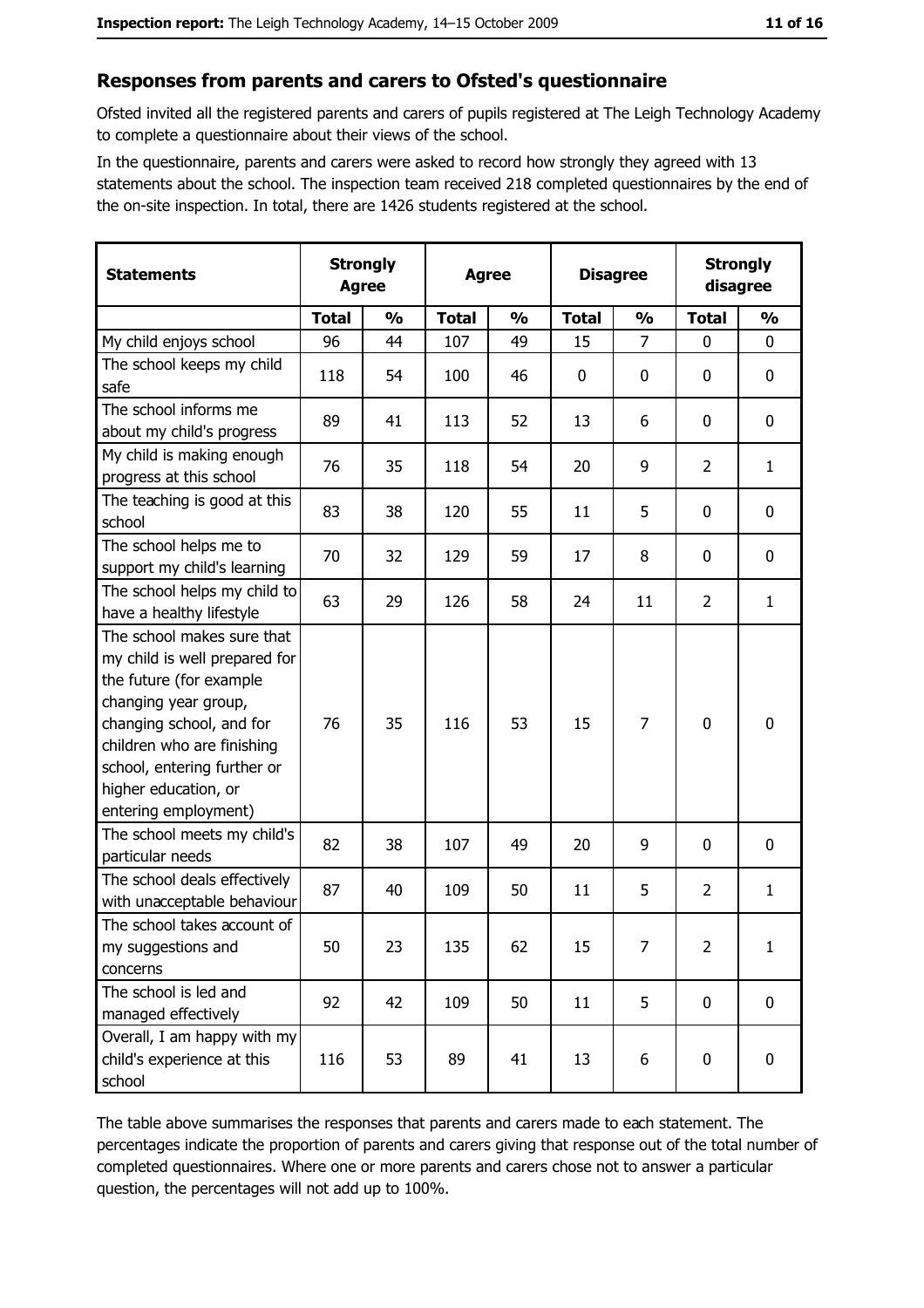## Responses from parents and carers to Ofsted's questionnaire

Ofsted invited all the registered parents and carers of pupils registered at The Leigh Technology Academy to complete a questionnaire about their views of the school.

In the questionnaire, parents and carers were asked to record how strongly they agreed with 13 statements about the school. The inspection team received 218 completed questionnaires by the end of the on-site inspection. In total, there are 1426 students registered at the school.

| Statements | Strongly Agree | | Agree | | Disagree | | Strongly disagree | |
|---|---|---|---|---|---|---|---|---|
| | Total | % | Total | % | Total | % | Total | % |
| My child enjoys school | 96 | 44 | 107 | 49 | 15 | 7 | 0 | 0 |
| The school keeps my child safe | 118 | 54 | 100 | 46 | 0 | 0 | 0 | 0 |
| The school informs me about my child's progress | 89 | 41 | 113 | 52 | 13 | 6 | 0 | 0 |
| My child is making enough progress at this school | 76 | 35 | 118 | 54 | 20 | 9 | 2 | 1 |
| The teaching is good at this school | 83 | 38 | 120 | 55 | 11 | 5 | 0 | 0 |
| The school helps me to support my child's learning | 70 | 32 | 129 | 59 | 17 | 8 | 0 | 0 |
| The school helps my child to have a healthy lifestyle | 63 | 29 | 126 | 58 | 24 | 11 | 2 | 1 |
| The school makes sure that my child is well prepared for the future (for example changing year group, changing school, and for children who are finishing school, entering further or higher education, or entering employment) | 76 | 35 | 116 | 53 | 15 | 7 | 0 | 0 |
| The school meets my child's particular needs | 82 | 38 | 107 | 49 | 20 | 9 | 0 | 0 |
| The school deals effectively with unacceptable behaviour | 87 | 40 | 109 | 50 | 11 | 5 | 2 | 1 |
| The school takes account of my suggestions and concerns | 50 | 23 | 135 | 62 | 15 | 7 | 2 | 1 |
| The school is led and managed effectively | 92 | 42 | 109 | 50 | 11 | 5 | 0 | 0 |
| Overall, I am happy with my child's experience at this school | 116 | 53 | 89 | 41 | 13 | 6 | 0 | 0 |

The table above summarises the responses that parents and carers made to each statement. The percentages indicate the proportion of parents and carers giving that response out of the total number of completed questionnaires. Where one or more parents and carers chose not to answer a particular question, the percentages will not add up to 100%.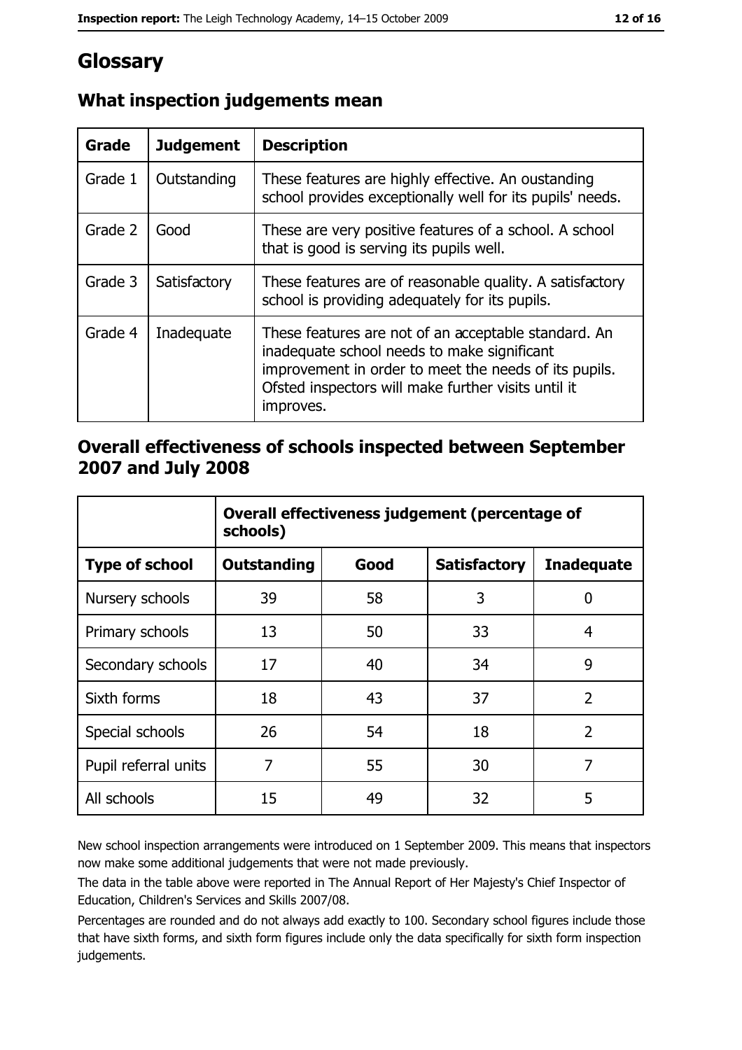# Glossary

## What inspection judgements mean

| Grade | Judgement | Description |
|---|---|---|
| Grade 1 | Outstanding | These features are highly effective. An oustanding school provides exceptionally well for its pupils' needs. |
| Grade 2 | Good | These are very positive features of a school. A school that is good is serving its pupils well. |
| Grade 3 | Satisfactory | These features are of reasonable quality. A satisfactory school is providing adequately for its pupils. |
| Grade 4 | Inadequate | These features are not of an acceptable standard. An inadequate school needs to make significant improvement in order to meet the needs of its pupils. Ofsted inspectors will make further visits until it improves. |

## Overall effectiveness of schools inspected between September 2007 and July 2008

| | Overall effectiveness judgement (percentage of schools) | | | |
|---|---|---|---|---|
| **Type of school** | **Outstanding** | **Good** | **Satisfactory** | **Inadequate** |
| Nursery schools | 39 | 58 | 3 | 0 |
| Primary schools | 13 | 50 | 33 | 4 |
| Secondary schools | 17 | 40 | 34 | 9 |
| Sixth forms | 18 | 43 | 37 | 2 |
| Special schools | 26 | 54 | 18 | 2 |
| Pupil referral units | 7 | 55 | 30 | 7 |
| All schools | 15 | 49 | 32 | 5 |

New school inspection arrangements were introduced on 1 September 2009. This means that inspectors now make some additional judgements that were not made previously.

The data in the table above were reported in The Annual Report of Her Majesty's Chief Inspector of Education, Children's Services and Skills 2007/08.

Percentages are rounded and do not always add exactly to 100. Secondary school figures include those that have sixth forms, and sixth form figures include only the data specifically for sixth form inspection judgements.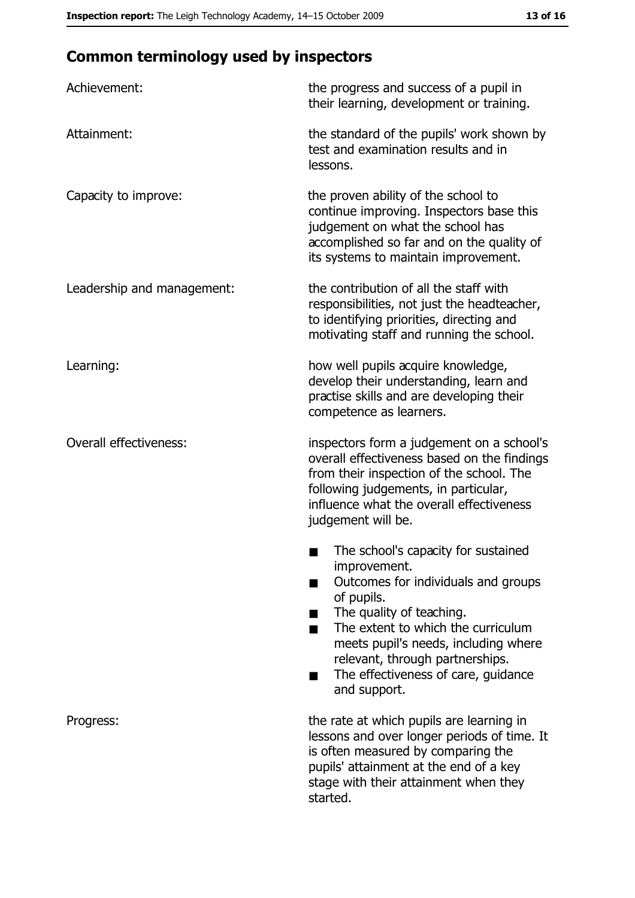## Common terminology used by inspectors

**Achievement:** the progress and success of a pupil in their learning, development or training.

**Attainment:** the standard of the pupils' work shown by test and examination results and in lessons.

**Capacity to improve:** the proven ability of the school to continue improving. Inspectors base this judgement on what the school has accomplished so far and on the quality of its systems to maintain improvement.

**Leadership and management:** the contribution of all the staff with responsibilities, not just the headteacher, to identifying priorities, directing and motivating staff and running the school.

**Learning:** how well pupils acquire knowledge, develop their understanding, learn and practise skills and are developing their competence as learners.

**Overall effectiveness:** inspectors form a judgement on a school's overall effectiveness based on the findings from their inspection of the school. The following judgements, in particular, influence what the overall effectiveness judgement will be.

- The school's capacity for sustained improvement.
- Outcomes for individuals and groups of pupils.
- The quality of teaching.
- The extent to which the curriculum meets pupil's needs, including where relevant, through partnerships.
- The effectiveness of care, guidance and support.

**Progress:** the rate at which pupils are learning in lessons and over longer periods of time. It is often measured by comparing the pupils' attainment at the end of a key stage with their attainment when they started.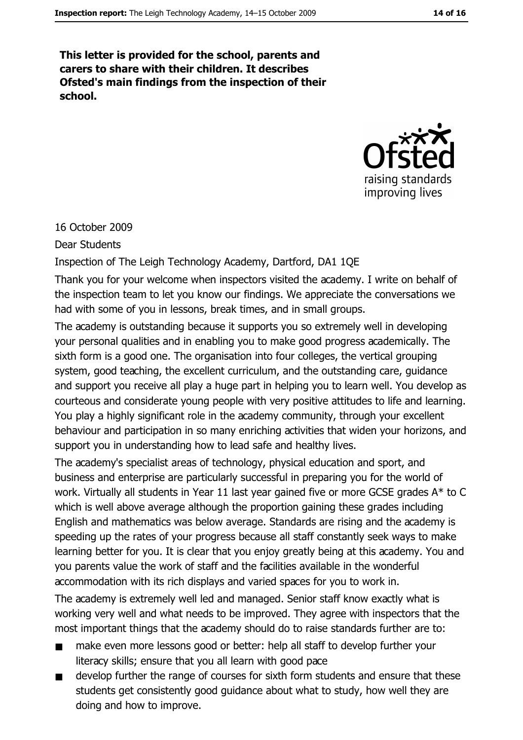**This letter is provided for the school, parents and carers to share with their children. It describes Ofsted's main findings from the inspection of their school.**

16 October 2009

Dear Students

Inspection of The Leigh Technology Academy, Dartford, DA1 1QE

Thank you for your welcome when inspectors visited the academy. I write on behalf of the inspection team to let you know our findings. We appreciate the conversations we had with some of you in lessons, break times, and in small groups.

The academy is outstanding because it supports you so extremely well in developing your personal qualities and in enabling you to make good progress academically. The sixth form is a good one. The organisation into four colleges, the vertical grouping system, good teaching, the excellent curriculum, and the outstanding care, guidance and support you receive all play a huge part in helping you to learn well. You develop as courteous and considerate young people with very positive attitudes to life and learning. You play a highly significant role in the academy community, through your excellent behaviour and participation in so many enriching activities that widen your horizons, and support you in understanding how to lead safe and healthy lives.

The academy's specialist areas of technology, physical education and sport, and business and enterprise are particularly successful in preparing you for the world of work. Virtually all students in Year 11 last year gained five or more GCSE grades A* to C which is well above average although the proportion gaining these grades including English and mathematics was below average. Standards are rising and the academy is speeding up the rates of your progress because all staff constantly seek ways to make learning better for you. It is clear that you enjoy greatly being at this academy. You and you parents value the work of staff and the facilities available in the wonderful accommodation with its rich displays and varied spaces for you to work in.

The academy is extremely well led and managed. Senior staff know exactly what is working very well and what needs to be improved. They agree with inspectors that the most important things that the academy should do to raise standards further are to:

- make even more lessons good or better: help all staff to develop further your literacy skills; ensure that you all learn with good pace
- develop further the range of courses for sixth form students and ensure that these students get consistently good guidance about what to study, how well they are doing and how to improve.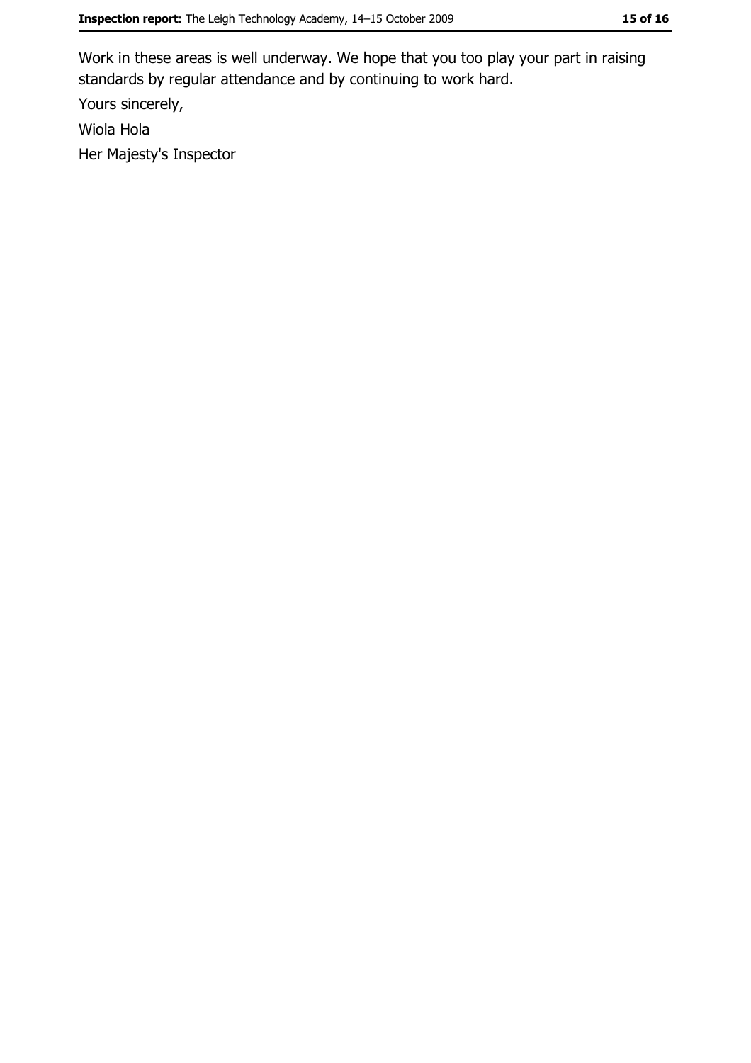Work in these areas is well underway. We hope that you too play your part in raising standards by regular attendance and by continuing to work hard.

Yours sincerely,

Wiola Hola

Her Majesty's Inspector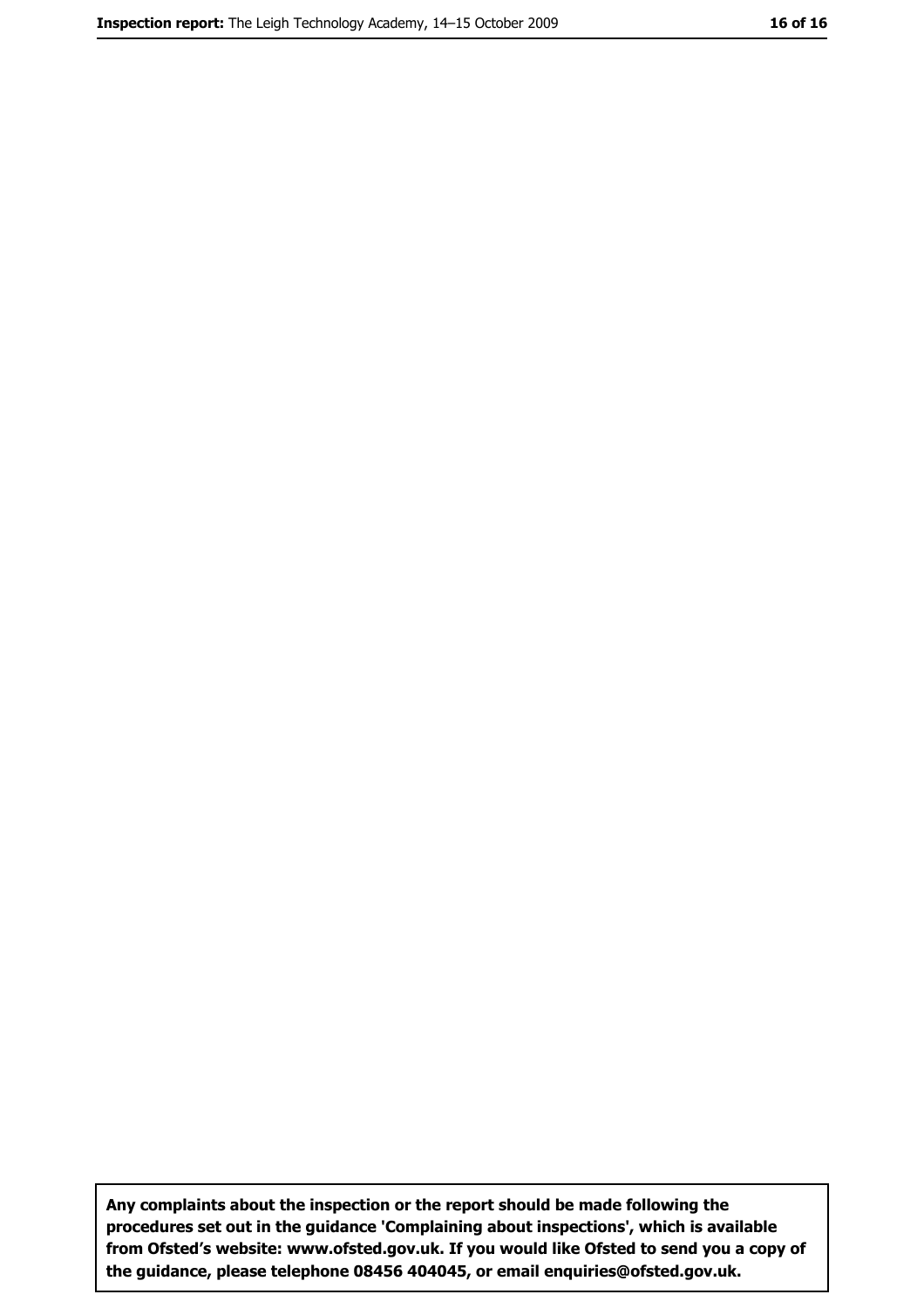**Any complaints about the inspection or the report should be made following the procedures set out in the guidance 'Complaining about inspections', which is available from Ofsted's website: www.ofsted.gov.uk. If you would like Ofsted to send you a copy of the guidance, please telephone 08456 404045, or email enquiries@ofsted.gov.uk.**